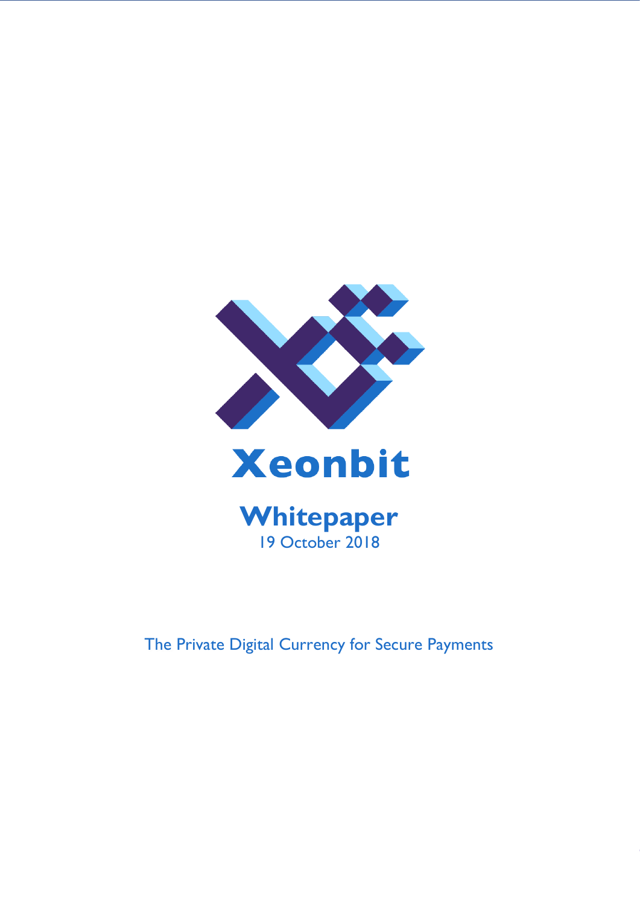# Xeonbit

## Whitepaper

19 October 2018

The Private Digital Currency for Secure Payments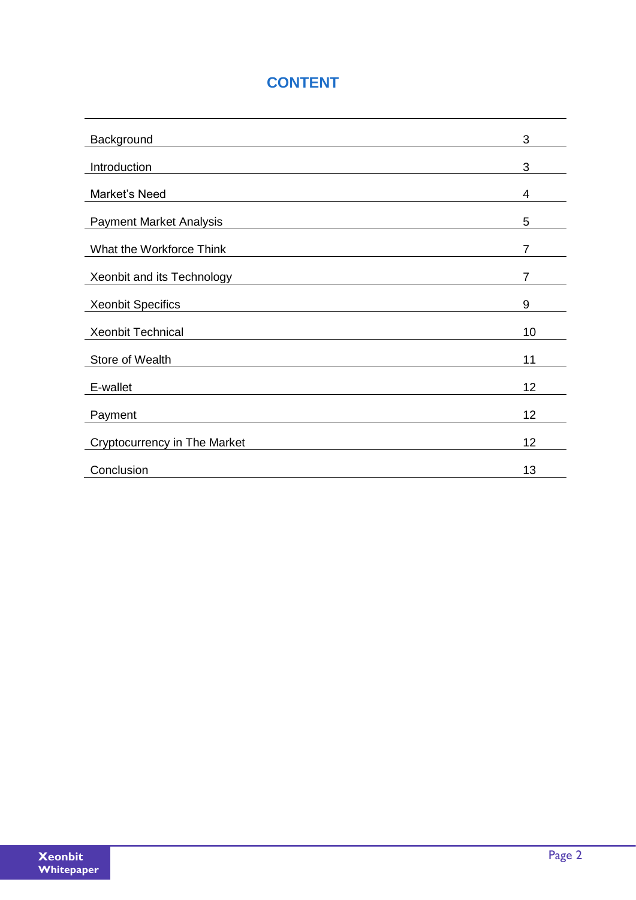# CONTENT

| | |
|---|---|
| Background | 3 |
| Introduction | 3 |
| Market's Need | 4 |
| Payment Market Analysis | 5 |
| What the Workforce Think | 7 |
| Xeonbit and its Technology | 7 |
| Xeonbit Specifics | 9 |
| Xeonbit Technical | 10 |
| Store of Wealth | 11 |
| E-wallet | 12 |
| Payment | 12 |
| Cryptocurrency in The Market | 12 |
| Conclusion | 13 |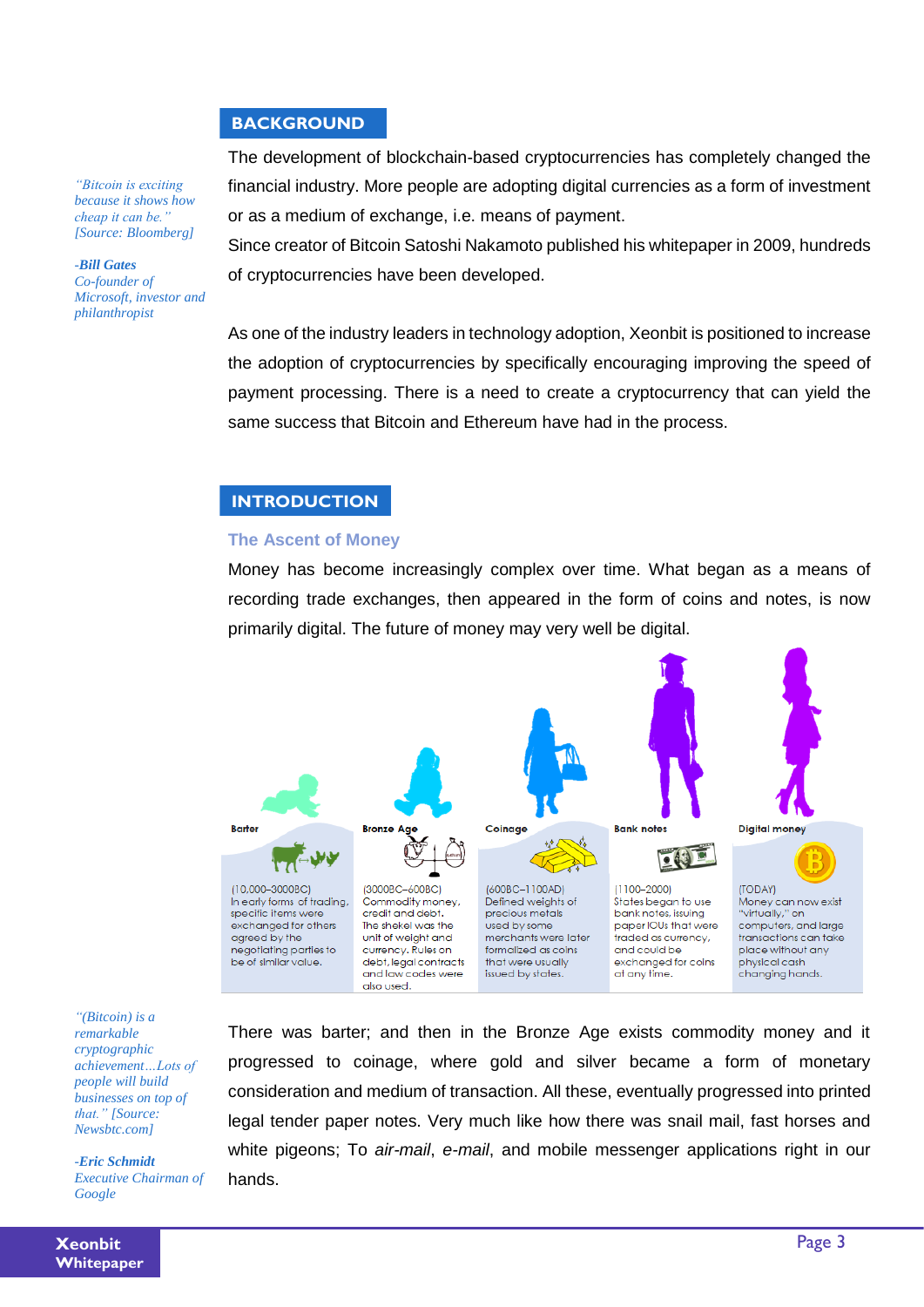> *"Bitcoin is exciting because it shows how cheap it can be." [Source: Bloomberg]*
>
> ***-Bill Gates***
> *Co-founder of Microsoft, investor and philanthropist*

## BACKGROUND

The development of blockchain-based cryptocurrencies has completely changed the financial industry. More people are adopting digital currencies as a form of investment or as a medium of exchange, i.e. means of payment.
Since creator of Bitcoin Satoshi Nakamoto published his whitepaper in 2009, hundreds of cryptocurrencies have been developed.

As one of the industry leaders in technology adoption, Xeonbit is positioned to increase the adoption of cryptocurrencies by specifically encouraging improving the speed of payment processing. There is a need to create a cryptocurrency that can yield the same success that Bitcoin and Ethereum have had in the process.

## INTRODUCTION

### The Ascent of Money

Money has become increasingly complex over time. What began as a means of recording trade exchanges, then appeared in the form of coins and notes, is now primarily digital. The future of money may very well be digital.

| Barter | Bronze Age | Coinage | Bank notes | Digital money |
|---|---|---|---|---|
| (10,000–3000BC) In early forms of trading, specific items were exchanged for others agreed by the negotiating parties to be of similar value. | (3000BC–600BC) Commodity money, credit and debt. The shekel was the unit of weight and currency. Rules on debt, legal contracts and law codes were also used. | (600BC–1100AD) Defined weights of precious metals used by some merchants were later formalized as coins that were usually issued by states. | (1100–2000) States began to use bank notes, issuing paper IOUs that were traded as currency, and could be exchanged for coins at any time. | (TODAY) Money can now exist "virtually," on computers, and large transactions can take place without any physical cash changing hands. |

> *"(Bitcoin) is a remarkable cryptographic achievement…Lots of people will build businesses on top of that." [Source: Newsbtc.com]*
>
> ***-Eric Schmidt***
> *Executive Chairman of Google*

There was barter; and then in the Bronze Age exists commodity money and it progressed to coinage, where gold and silver became a form of monetary consideration and medium of transaction. All these, eventually progressed into printed legal tender paper notes. Very much like how there was snail mail, fast horses and white pigeons; To *air-mail*, *e-mail*, and mobile messenger applications right in our hands.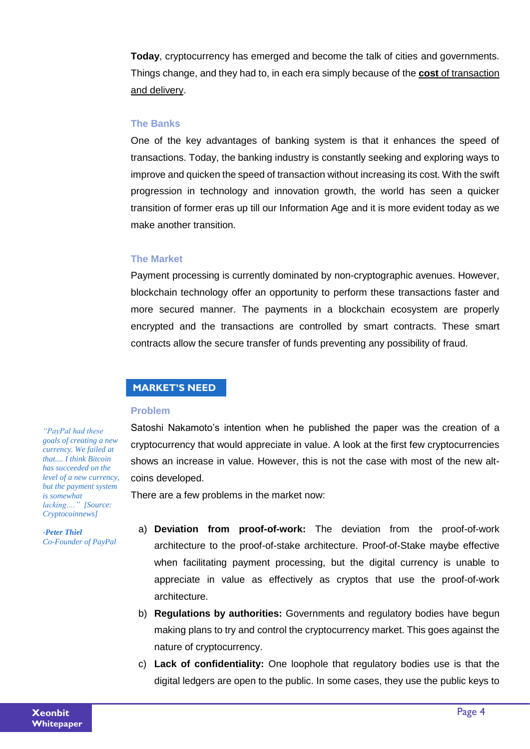**Today**, cryptocurrency has emerged and become the talk of cities and governments. Things change, and they had to, in each era simply because of the **cost** of transaction and delivery.

### The Banks

One of the key advantages of banking system is that it enhances the speed of transactions. Today, the banking industry is constantly seeking and exploring ways to improve and quicken the speed of transaction without increasing its cost. With the swift progression in technology and innovation growth, the world has seen a quicker transition of former eras up till our Information Age and it is more evident today as we make another transition.

### The Market

Payment processing is currently dominated by non-cryptographic avenues. However, blockchain technology offer an opportunity to perform these transactions faster and more secured manner. The payments in a blockchain ecosystem are properly encrypted and the transactions are controlled by smart contracts. These smart contracts allow the secure transfer of funds preventing any possibility of fraud.

## MARKET'S NEED

### Problem

> *"PayPal had these goals of creating a new currency. We failed at that.... I think Bitcoin has succeeded on the level of a new currency, but the payment system is somewhat lacking...." [Source: Cryptocoinnews]*
>
> ***-Peter Thiel***
> *Co-Founder of PayPal*

Satoshi Nakamoto's intention when he published the paper was the creation of a cryptocurrency that would appreciate in value. A look at the first few cryptocurrencies shows an increase in value. However, this is not the case with most of the new alt-coins developed.

There are a few problems in the market now:

a) **Deviation from proof-of-work:** The deviation from the proof-of-work architecture to the proof-of-stake architecture. Proof-of-Stake maybe effective when facilitating payment processing, but the digital currency is unable to appreciate in value as effectively as cryptos that use the proof-of-work architecture.

b) **Regulations by authorities:** Governments and regulatory bodies have begun making plans to try and control the cryptocurrency market. This goes against the nature of cryptocurrency.

c) **Lack of confidentiality:** One loophole that regulatory bodies use is that the digital ledgers are open to the public. In some cases, they use the public keys to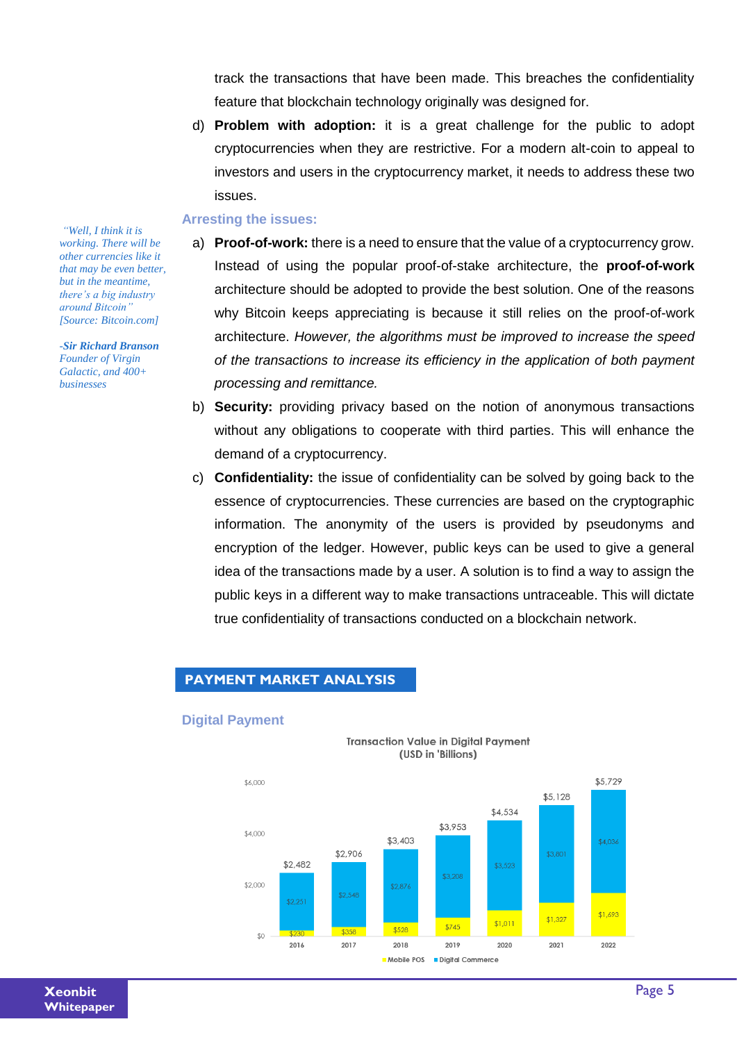track the transactions that have been made. This breaches the confidentiality feature that blockchain technology originally was designed for.

d) **Problem with adoption:** it is a great challenge for the public to adopt cryptocurrencies when they are restrictive. For a modern alt-coin to appeal to investors and users in the cryptocurrency market, it needs to address these two issues.

> *"Well, I think it is working. There will be other currencies like it that may be even better, but in the meantime, there's a big industry around Bitcoin" [Source: Bitcoin.com]*
>
> ***-Sir Richard Branson*** *Founder of Virgin Galactic, and 400+ businesses*

### Arresting the issues:

a) **Proof-of-work:** there is a need to ensure that the value of a cryptocurrency grow. Instead of using the popular proof-of-stake architecture, the **proof-of-work** architecture should be adopted to provide the best solution. One of the reasons why Bitcoin keeps appreciating is because it still relies on the proof-of-work architecture. *However, the algorithms must be improved to increase the speed of the transactions to increase its efficiency in the application of both payment processing and remittance.*

b) **Security:** providing privacy based on the notion of anonymous transactions without any obligations to cooperate with third parties. This will enhance the demand of a cryptocurrency.

c) **Confidentiality:** the issue of confidentiality can be solved by going back to the essence of cryptocurrencies. These currencies are based on the cryptographic information. The anonymity of the users is provided by pseudonyms and encryption of the ledger. However, public keys can be used to give a general idea of the transactions made by a user. A solution is to find a way to assign the public keys in a different way to make transactions untraceable. This will dictate true confidentiality of transactions conducted on a blockchain network.

## PAYMENT MARKET ANALYSIS

### Digital Payment

**Transaction Value in Digital Payment (USD in 'Billions)**

| Year | Mobile POS | Digital Commerce | Total |
|---|---|---|---|
| 2016 | $230 | $2,251 | $2,482 |
| 2017 | $358 | $2,548 | $2,906 |
| 2018 | $528 | $2,876 | $3,403 |
| 2019 | $745 | $3,208 | $3,953 |
| 2020 | $1,011 | $3,523 | $4,534 |
| 2021 | $1,327 | $3,801 | $5,128 |
| 2022 | $1,693 | $4,036 | $5,729 |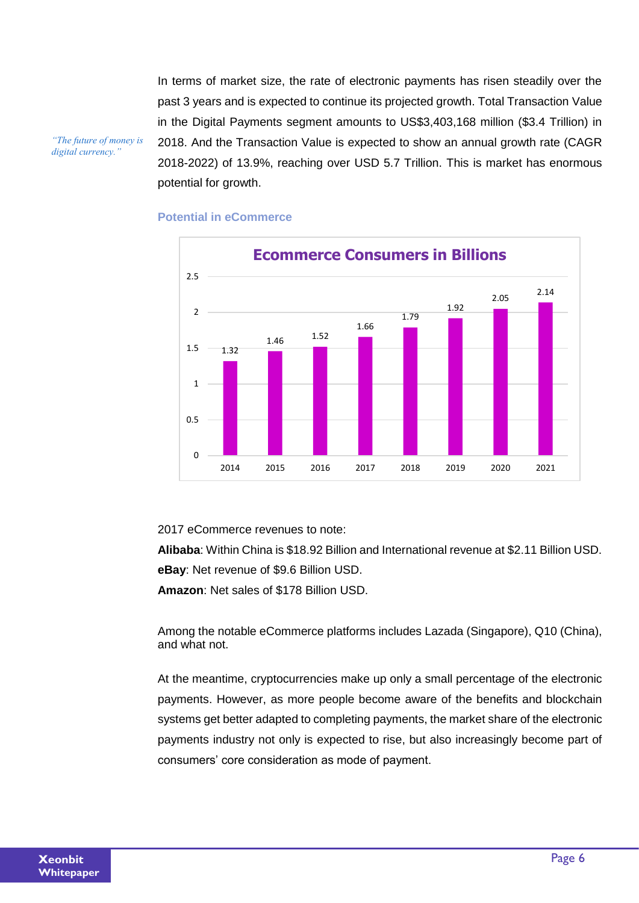In terms of market size, the rate of electronic payments has risen steadily over the past 3 years and is expected to continue its projected growth. Total Transaction Value in the Digital Payments segment amounts to US$3,403,168 million ($3.4 Trillion) in 2018. And the Transaction Value is expected to show an annual growth rate (CAGR 2018-2022) of 13.9%, reaching over USD 5.7 Trillion. This is market has enormous potential for growth.

*"The future of money is digital currency."*

### Potential in eCommerce

**Ecommerce Consumers in Billions**

| Year | Consumers (Billions) |
|---|---|
| 2014 | 1.32 |
| 2015 | 1.46 |
| 2016 | 1.52 |
| 2017 | 1.66 |
| 2018 | 1.79 |
| 2019 | 1.92 |
| 2020 | 2.05 |
| 2021 | 2.14 |

2017 eCommerce revenues to note:

**Alibaba**: Within China is $18.92 Billion and International revenue at $2.11 Billion USD.

**eBay**: Net revenue of $9.6 Billion USD.

**Amazon**: Net sales of $178 Billion USD.

Among the notable eCommerce platforms includes Lazada (Singapore), Q10 (China), and what not.

At the meantime, cryptocurrencies make up only a small percentage of the electronic payments. However, as more people become aware of the benefits and blockchain systems get better adapted to completing payments, the market share of the electronic payments industry not only is expected to rise, but also increasingly become part of consumers' core consideration as mode of payment.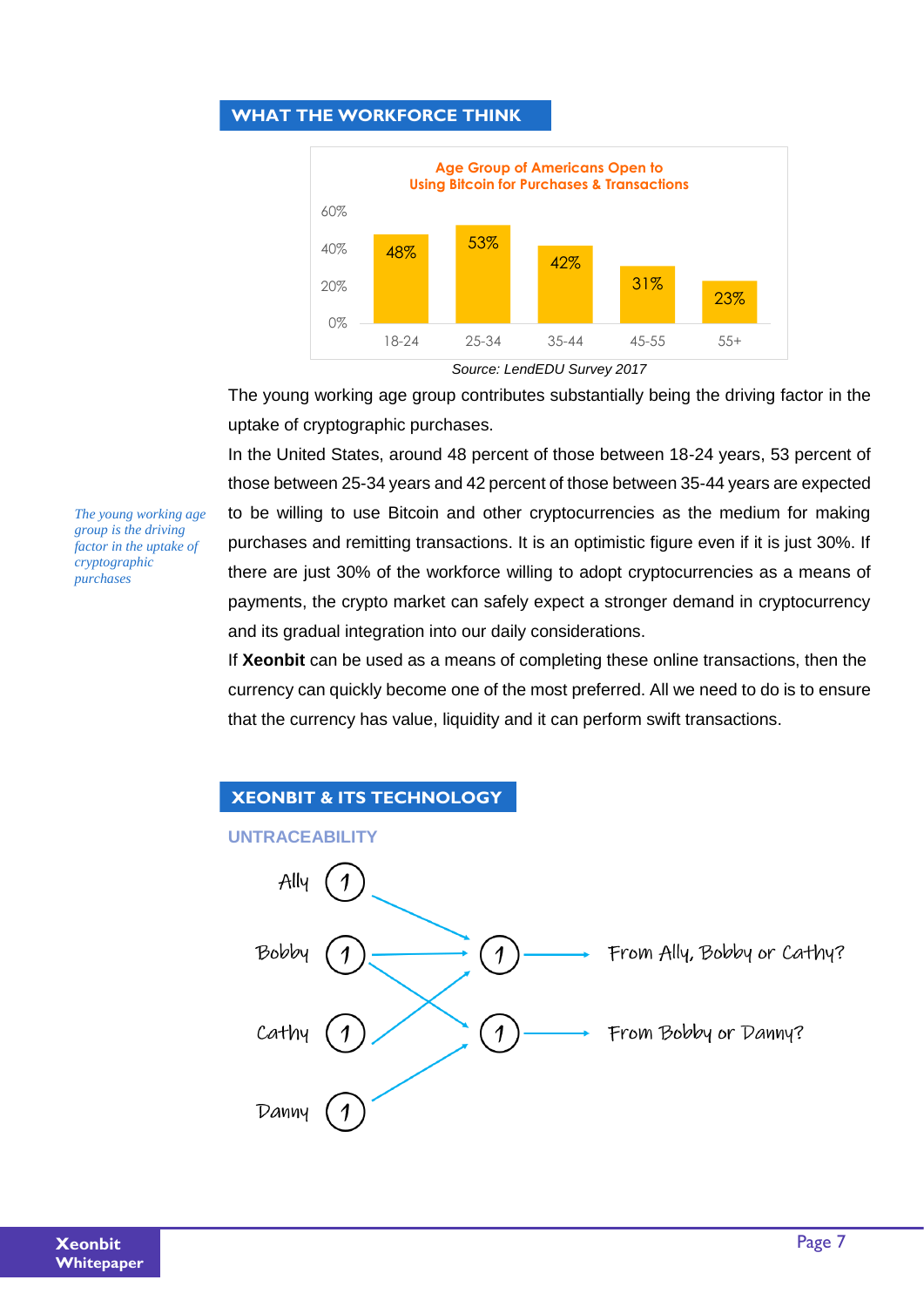## WHAT THE WORKFORCE THINK

**Age Group of Americans Open to Using Bitcoin for Purchases & Transactions**

| Age Group | Percentage |
|---|---|
| 18-24 | 48% |
| 25-34 | 53% |
| 35-44 | 42% |
| 45-55 | 31% |
| 55+ | 23% |

*Source: LendEDU Survey 2017*

*The young working age group is the driving factor in the uptake of cryptographic purchases*

The young working age group contributes substantially being the driving factor in the uptake of cryptographic purchases.

In the United States, around 48 percent of those between 18-24 years, 53 percent of those between 25-34 years and 42 percent of those between 35-44 years are expected to be willing to use Bitcoin and other cryptocurrencies as the medium for making purchases and remitting transactions. It is an optimistic figure even if it is just 30%. If there are just 30% of the workforce willing to adopt cryptocurrencies as a means of payments, the crypto market can safely expect a stronger demand in cryptocurrency and its gradual integration into our daily considerations.

If **Xeonbit** can be used as a means of completing these online transactions, then the currency can quickly become one of the most preferred. All we need to do is to ensure that the currency has value, liquidity and it can perform swift transactions.

## XEONBIT & ITS TECHNOLOGY

### UNTRACEABILITY

Ally 1 · Bobby 1 · Cathy 1 · Danny 1

1 → From Ally, Bobby or Cathy?

1 → From Bobby or Danny?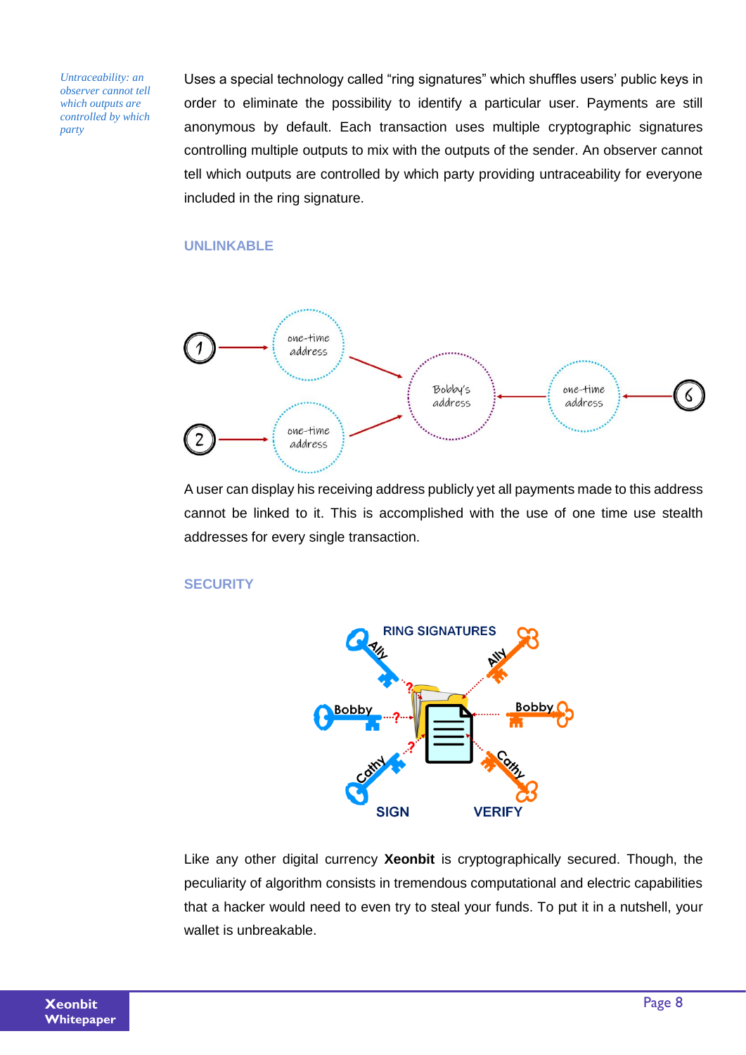*Untraceability: an observer cannot tell which outputs are controlled by which party*

Uses a special technology called "ring signatures" which shuffles users' public keys in order to eliminate the possibility to identify a particular user. Payments are still anonymous by default. Each transaction uses multiple cryptographic signatures controlling multiple outputs to mix with the outputs of the sender. An observer cannot tell which outputs are controlled by which party providing untraceability for everyone included in the ring signature.

### UNLINKABLE

A user can display his receiving address publicly yet all payments made to this address cannot be linked to it. This is accomplished with the use of one time use stealth addresses for every single transaction.

### SECURITY

Like any other digital currency **Xeonbit** is cryptographically secured. Though, the peculiarity of algorithm consists in tremendous computational and electric capabilities that a hacker would need to even try to steal your funds. To put it in a nutshell, your wallet is unbreakable.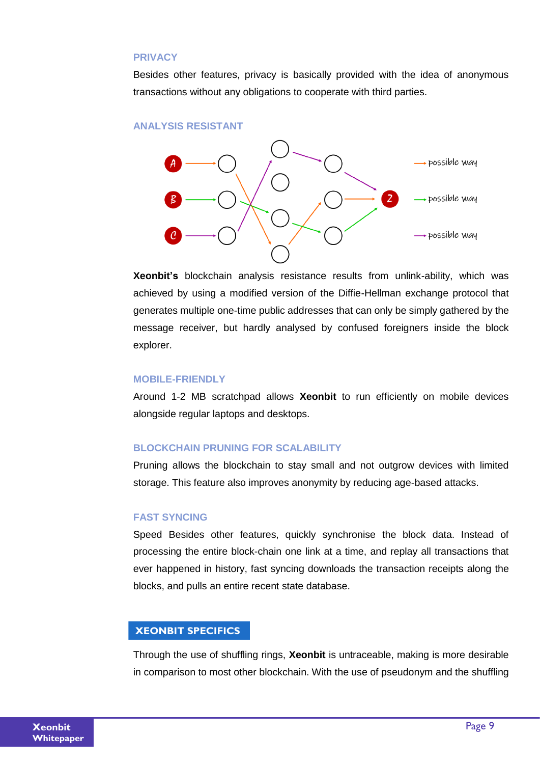### PRIVACY

Besides other features, privacy is basically provided with the idea of anonymous transactions without any obligations to cooperate with third parties.

### ANALYSIS RESISTANT

**Xeonbit's** blockchain analysis resistance results from unlink-ability, which was achieved by using a modified version of the Diffie-Hellman exchange protocol that generates multiple one-time public addresses that can only be simply gathered by the message receiver, but hardly analysed by confused foreigners inside the block explorer.

### MOBILE-FRIENDLY

Around 1-2 MB scratchpad allows **Xeonbit** to run efficiently on mobile devices alongside regular laptops and desktops.

### BLOCKCHAIN PRUNING FOR SCALABILITY

Pruning allows the blockchain to stay small and not outgrow devices with limited storage. This feature also improves anonymity by reducing age-based attacks.

### FAST SYNCING

Speed Besides other features, quickly synchronise the block data. Instead of processing the entire block-chain one link at a time, and replay all transactions that ever happened in history, fast syncing downloads the transaction receipts along the blocks, and pulls an entire recent state database.

## XEONBIT SPECIFICS

Through the use of shuffling rings, **Xeonbit** is untraceable, making is more desirable in comparison to most other blockchain. With the use of pseudonym and the shuffling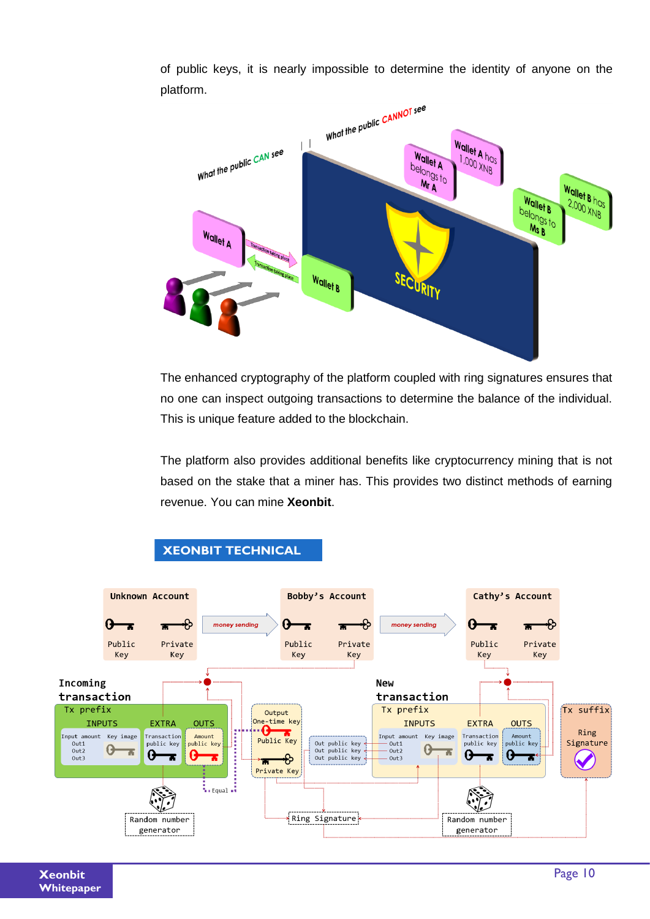of public keys, it is nearly impossible to determine the identity of anyone on the platform.

The enhanced cryptography of the platform coupled with ring signatures ensures that no one can inspect outgoing transactions to determine the balance of the individual. This is unique feature added to the blockchain.

The platform also provides additional benefits like cryptocurrency mining that is not based on the stake that a miner has. This provides two distinct methods of earning revenue. You can mine **Xeonbit**.

## XEONBIT TECHNICAL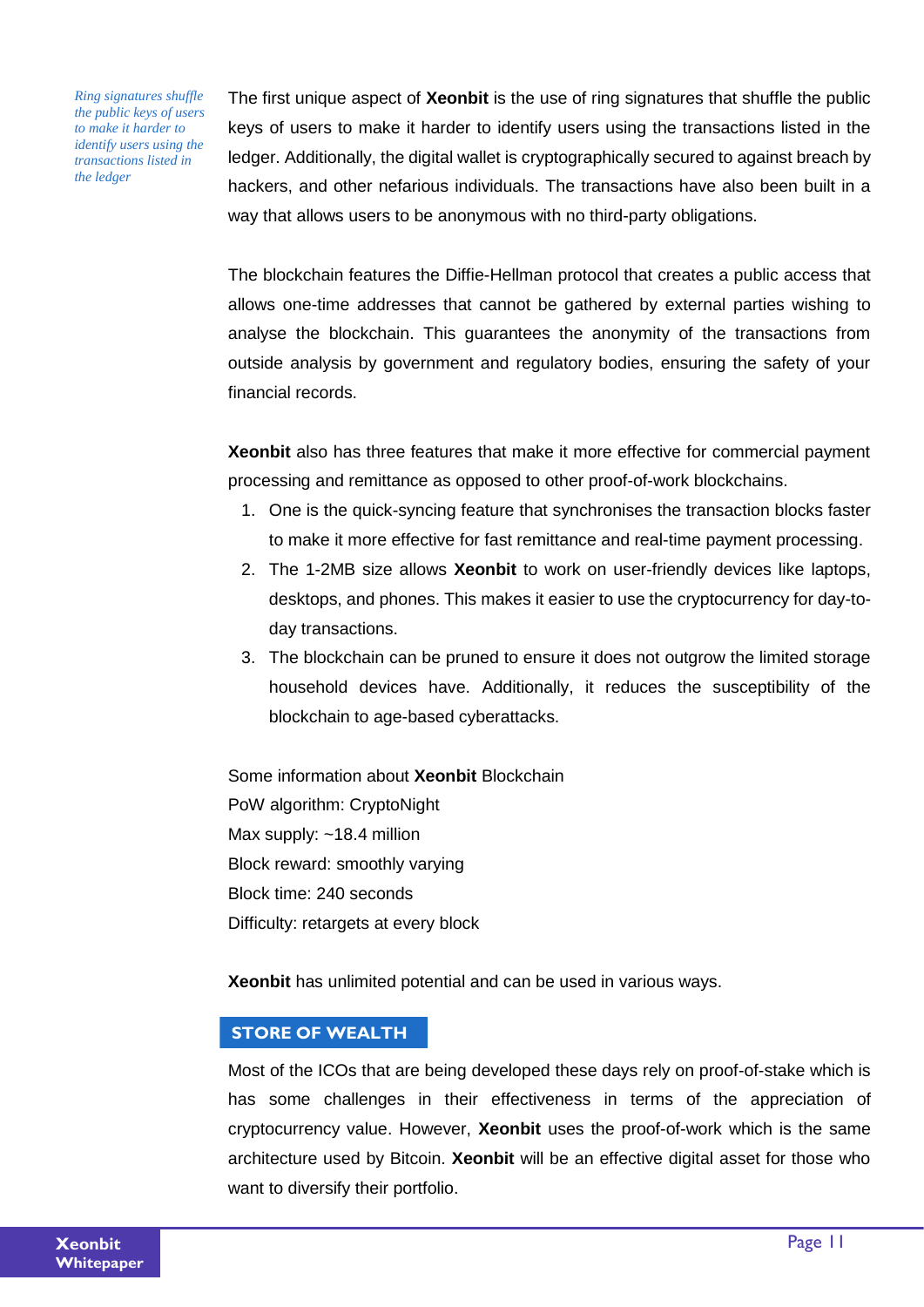*Ring signatures shuffle the public keys of users to make it harder to identify users using the transactions listed in the ledger*

The first unique aspect of **Xeonbit** is the use of ring signatures that shuffle the public keys of users to make it harder to identify users using the transactions listed in the ledger. Additionally, the digital wallet is cryptographically secured to against breach by hackers, and other nefarious individuals. The transactions have also been built in a way that allows users to be anonymous with no third-party obligations.

The blockchain features the Diffie-Hellman protocol that creates a public access that allows one-time addresses that cannot be gathered by external parties wishing to analyse the blockchain. This guarantees the anonymity of the transactions from outside analysis by government and regulatory bodies, ensuring the safety of your financial records.

**Xeonbit** also has three features that make it more effective for commercial payment processing and remittance as opposed to other proof-of-work blockchains.

1. One is the quick-syncing feature that synchronises the transaction blocks faster to make it more effective for fast remittance and real-time payment processing.
2. The 1-2MB size allows **Xeonbit** to work on user-friendly devices like laptops, desktops, and phones. This makes it easier to use the cryptocurrency for day-to-day transactions.
3. The blockchain can be pruned to ensure it does not outgrow the limited storage household devices have. Additionally, it reduces the susceptibility of the blockchain to age-based cyberattacks.

Some information about **Xeonbit** Blockchain
PoW algorithm: CryptoNight
Max supply: ~18.4 million
Block reward: smoothly varying
Block time: 240 seconds
Difficulty: retargets at every block

**Xeonbit** has unlimited potential and can be used in various ways.

## STORE OF WEALTH

Most of the ICOs that are being developed these days rely on proof-of-stake which is has some challenges in their effectiveness in terms of the appreciation of cryptocurrency value. However, **Xeonbit** uses the proof-of-work which is the same architecture used by Bitcoin. **Xeonbit** will be an effective digital asset for those who want to diversify their portfolio.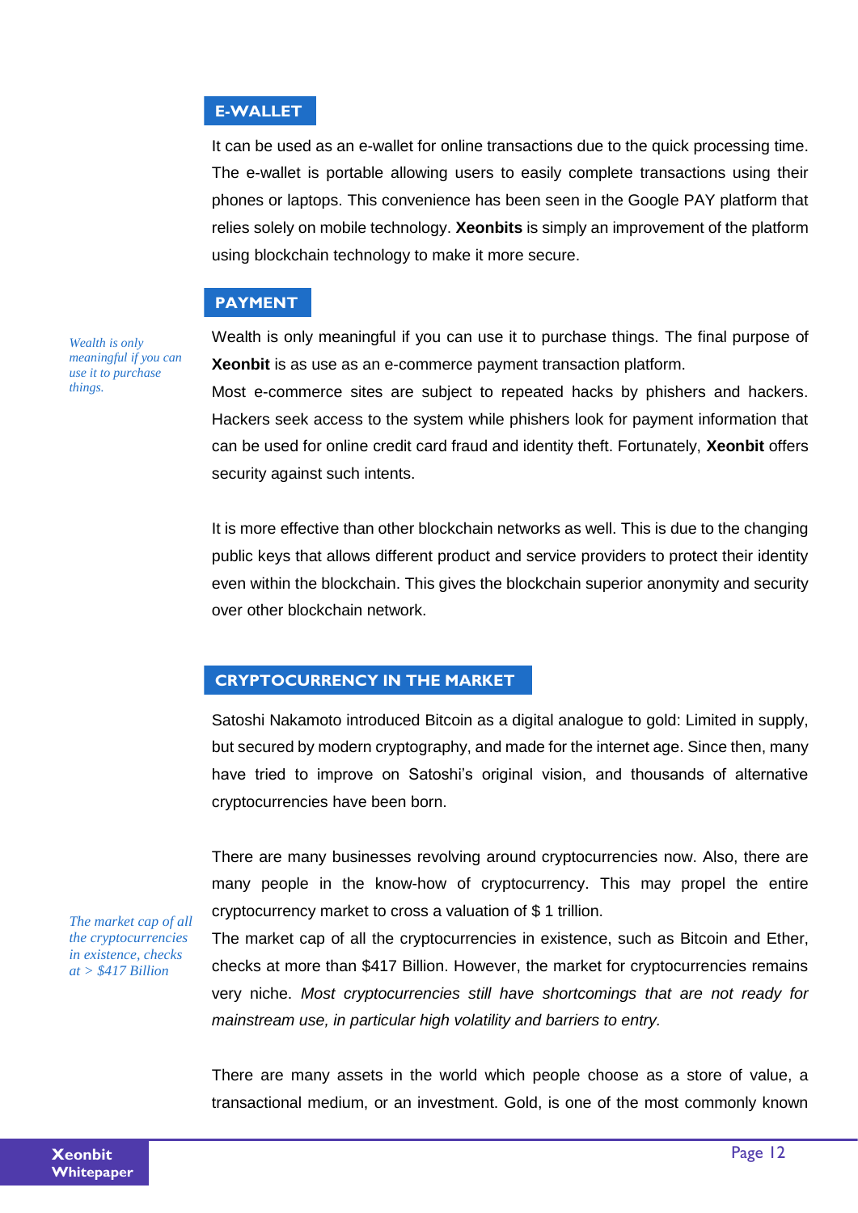## E-WALLET

It can be used as an e-wallet for online transactions due to the quick processing time. The e-wallet is portable allowing users to easily complete transactions using their phones or laptops. This convenience has been seen in the Google PAY platform that relies solely on mobile technology. **Xeonbits** is simply an improvement of the platform using blockchain technology to make it more secure.

## PAYMENT

*Wealth is only meaningful if you can use it to purchase things.*

Wealth is only meaningful if you can use it to purchase things. The final purpose of **Xeonbit** is as use as an e-commerce payment transaction platform.

Most e-commerce sites are subject to repeated hacks by phishers and hackers. Hackers seek access to the system while phishers look for payment information that can be used for online credit card fraud and identity theft. Fortunately, **Xeonbit** offers security against such intents.

It is more effective than other blockchain networks as well. This is due to the changing public keys that allows different product and service providers to protect their identity even within the blockchain. This gives the blockchain superior anonymity and security over other blockchain network.

## CRYPTOCURRENCY IN THE MARKET

Satoshi Nakamoto introduced Bitcoin as a digital analogue to gold: Limited in supply, but secured by modern cryptography, and made for the internet age. Since then, many have tried to improve on Satoshi's original vision, and thousands of alternative cryptocurrencies have been born.

There are many businesses revolving around cryptocurrencies now. Also, there are many people in the know-how of cryptocurrency. This may propel the entire cryptocurrency market to cross a valuation of $ 1 trillion.

*The market cap of all the cryptocurrencies in existence, checks at > $417 Billion*

The market cap of all the cryptocurrencies in existence, such as Bitcoin and Ether, checks at more than $417 Billion. However, the market for cryptocurrencies remains very niche. *Most cryptocurrencies still have shortcomings that are not ready for mainstream use, in particular high volatility and barriers to entry.*

There are many assets in the world which people choose as a store of value, a transactional medium, or an investment. Gold, is one of the most commonly known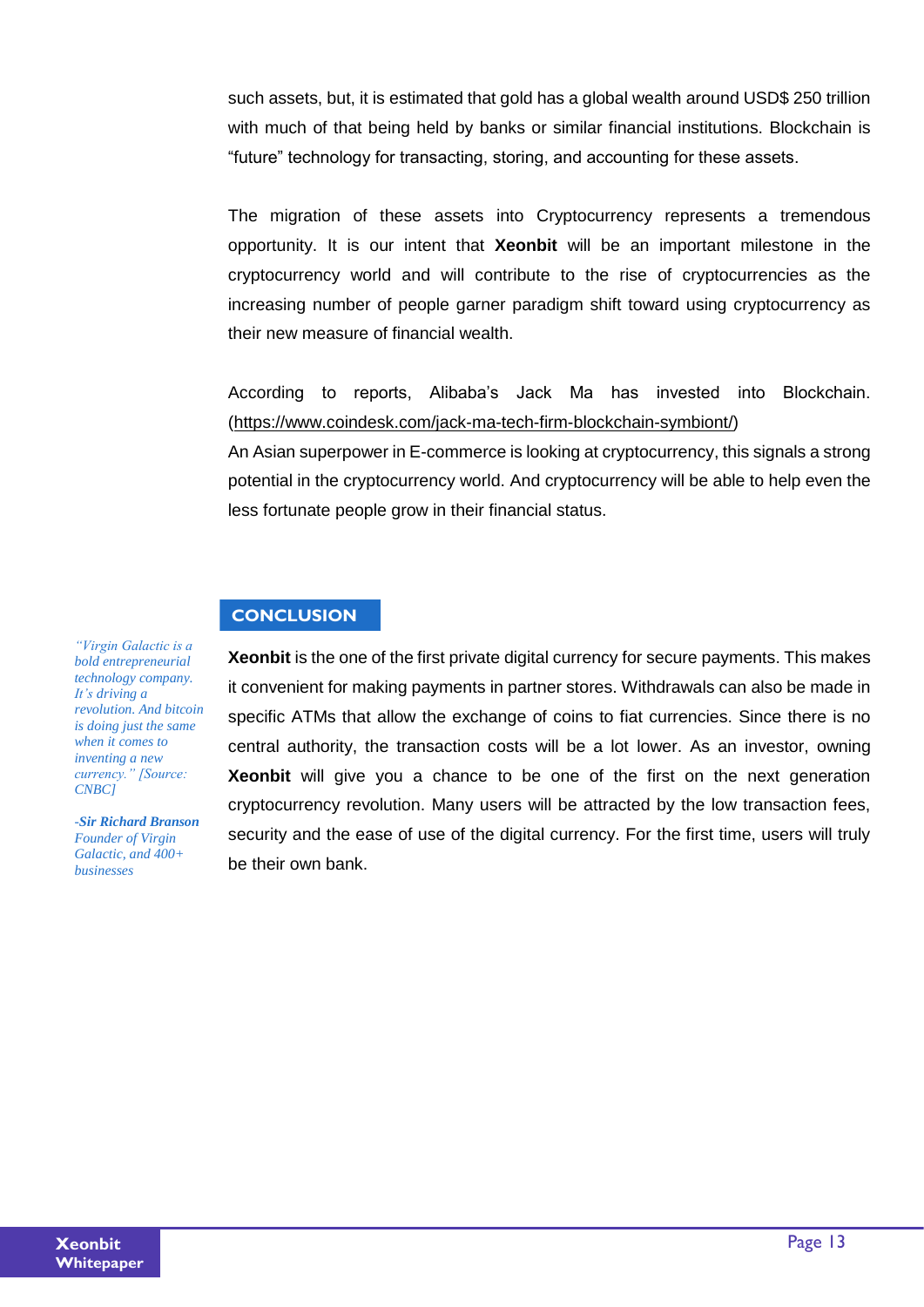such assets, but, it is estimated that gold has a global wealth around USD$ 250 trillion with much of that being held by banks or similar financial institutions. Blockchain is "future" technology for transacting, storing, and accounting for these assets.

The migration of these assets into Cryptocurrency represents a tremendous opportunity. It is our intent that **Xeonbit** will be an important milestone in the cryptocurrency world and will contribute to the rise of cryptocurrencies as the increasing number of people garner paradigm shift toward using cryptocurrency as their new measure of financial wealth.

According to reports, Alibaba's Jack Ma has invested into Blockchain. (https://www.coindesk.com/jack-ma-tech-firm-blockchain-symbiont/)
An Asian superpower in E-commerce is looking at cryptocurrency, this signals a strong potential in the cryptocurrency world. And cryptocurrency will be able to help even the less fortunate people grow in their financial status.

## CONCLUSION

*"Virgin Galactic is a bold entrepreneurial technology company. It's driving a revolution. And bitcoin is doing just the same when it comes to inventing a new currency." [Source: CNBC]*

***-Sir Richard Branson***
*Founder of Virgin Galactic, and 400+ businesses*

**Xeonbit** is the one of the first private digital currency for secure payments. This makes it convenient for making payments in partner stores. Withdrawals can also be made in specific ATMs that allow the exchange of coins to fiat currencies. Since there is no central authority, the transaction costs will be a lot lower. As an investor, owning **Xeonbit** will give you a chance to be one of the first on the next generation cryptocurrency revolution. Many users will be attracted by the low transaction fees, security and the ease of use of the digital currency. For the first time, users will truly be their own bank.